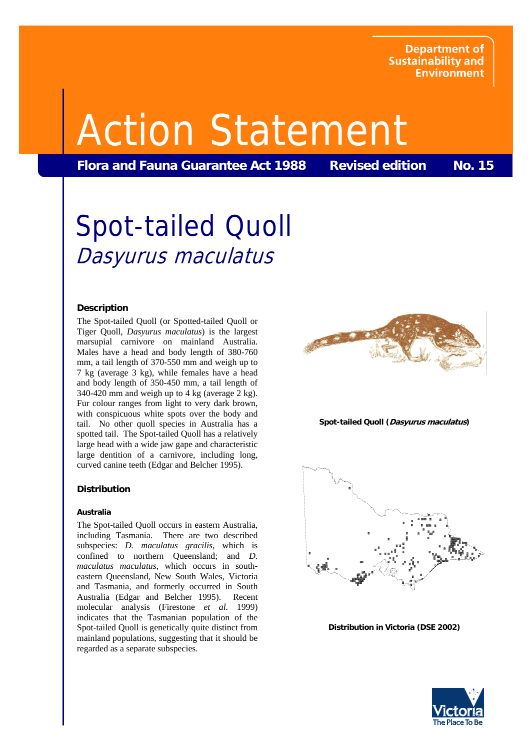Department of Sustainability and Environment

# Action Statement

**Flora and Fauna Guarantee Act 1988 | Revised edition | No. 15**

# Spot-tailed Quoll
## *Dasyurus maculatus*

### Description

The Spot-tailed Quoll (or Spotted-tailed Quoll or Tiger Quoll, *Dasyurus maculatus*) is the largest marsupial carnivore on mainland Australia. Males have a head and body length of 380-760 mm, a tail length of 370-550 mm and weigh up to 7 kg (average 3 kg), while females have a head and body length of 350-450 mm, a tail length of 340-420 mm and weigh up to 4 kg (average 2 kg). Fur colour ranges from light to very dark brown, with conspicuous white spots over the body and tail. No other quoll species in Australia has a spotted tail. The Spot-tailed Quoll has a relatively large head with a wide jaw gape and characteristic large dentition of a carnivore, including long, curved canine teeth (Edgar and Belcher 1995).

**Spot-tailed Quoll (*Dasyurus maculatus*)**

### Distribution

#### Australia

The Spot-tailed Quoll occurs in eastern Australia, including Tasmania. There are two described subspecies: *D. maculatus gracilis*, which is confined to northern Queensland; and *D. maculatus maculatus*, which occurs in south-eastern Queensland, New South Wales, Victoria and Tasmania, and formerly occurred in South Australia (Edgar and Belcher 1995). Recent molecular analysis (Firestone *et al.* 1999) indicates that the Tasmanian population of the Spot-tailed Quoll is genetically quite distinct from mainland populations, suggesting that it should be regarded as a separate subspecies.

**Distribution in Victoria (DSE 2002)**

Victoria The Place To Be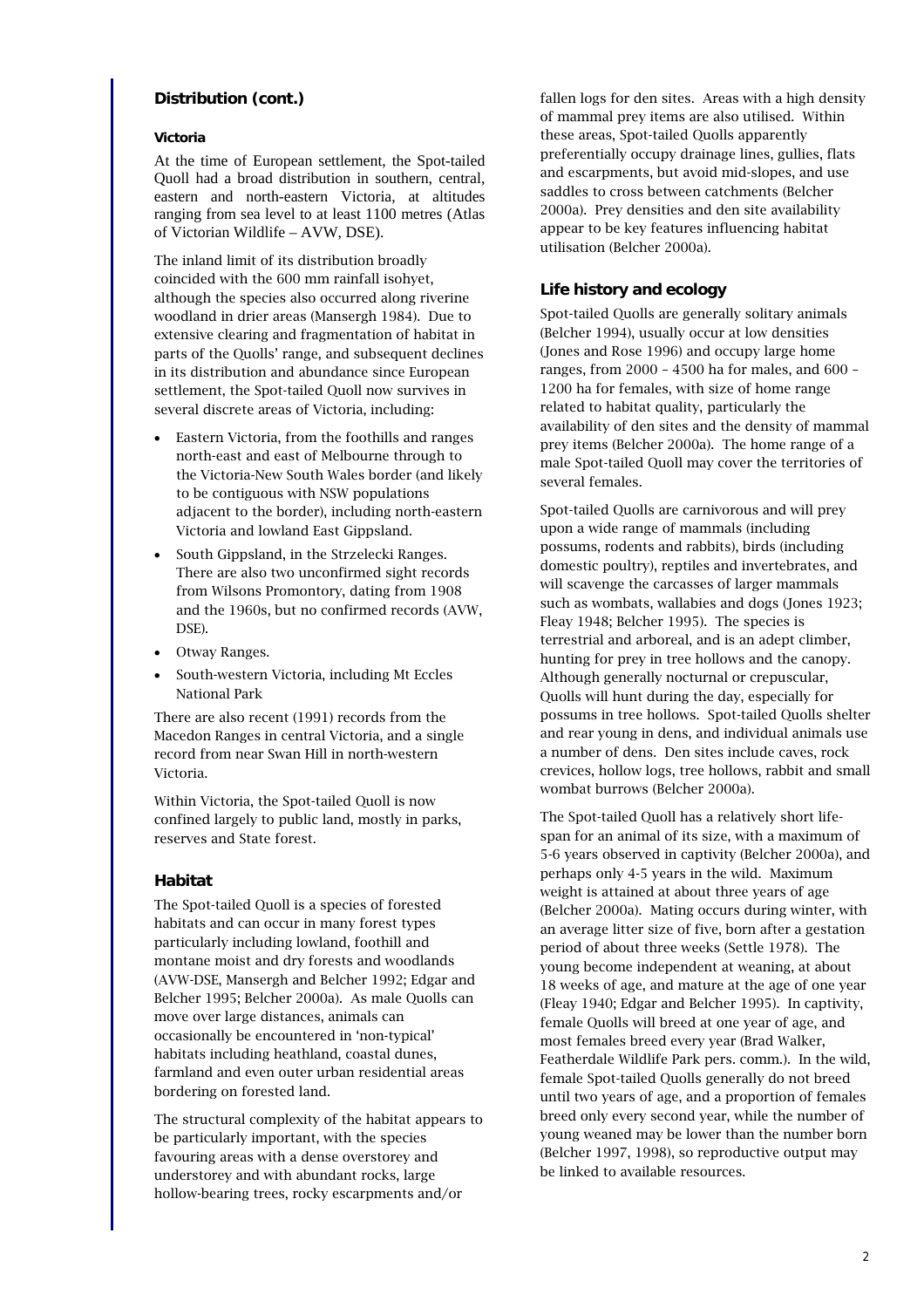## Distribution (cont.)

### Victoria

At the time of European settlement, the Spot-tailed Quoll had a broad distribution in southern, central, eastern and north-eastern Victoria, at altitudes ranging from sea level to at least 1100 metres (Atlas of Victorian Wildlife – AVW, DSE).

The inland limit of its distribution broadly coincided with the 600 mm rainfall isohyet, although the species also occurred along riverine woodland in drier areas (Mansergh 1984). Due to extensive clearing and fragmentation of habitat in parts of the Quolls' range, and subsequent declines in its distribution and abundance since European settlement, the Spot-tailed Quoll now survives in several discrete areas of Victoria, including:

- Eastern Victoria, from the foothills and ranges north-east and east of Melbourne through to the Victoria-New South Wales border (and likely to be contiguous with NSW populations adjacent to the border), including north-eastern Victoria and lowland East Gippsland.
- South Gippsland, in the Strzelecki Ranges. There are also two unconfirmed sight records from Wilsons Promontory, dating from 1908 and the 1960s, but no confirmed records (AVW, DSE).
- Otway Ranges.
- South-western Victoria, including Mt Eccles National Park

There are also recent (1991) records from the Macedon Ranges in central Victoria, and a single record from near Swan Hill in north-western Victoria.

Within Victoria, the Spot-tailed Quoll is now confined largely to public land, mostly in parks, reserves and State forest.

## Habitat

The Spot-tailed Quoll is a species of forested habitats and can occur in many forest types particularly including lowland, foothill and montane moist and dry forests and woodlands (AVW-DSE, Mansergh and Belcher 1992; Edgar and Belcher 1995; Belcher 2000a). As male Quolls can move over large distances, animals can occasionally be encountered in 'non-typical' habitats including heathland, coastal dunes, farmland and even outer urban residential areas bordering on forested land.

The structural complexity of the habitat appears to be particularly important, with the species favouring areas with a dense overstorey and understorey and with abundant rocks, large hollow-bearing trees, rocky escarpments and/or fallen logs for den sites. Areas with a high density of mammal prey items are also utilised. Within these areas, Spot-tailed Quolls apparently preferentially occupy drainage lines, gullies, flats and escarpments, but avoid mid-slopes, and use saddles to cross between catchments (Belcher 2000a). Prey densities and den site availability appear to be key features influencing habitat utilisation (Belcher 2000a).

## Life history and ecology

Spot-tailed Quolls are generally solitary animals (Belcher 1994), usually occur at low densities (Jones and Rose 1996) and occupy large home ranges, from 2000 – 4500 ha for males, and 600 – 1200 ha for females, with size of home range related to habitat quality, particularly the availability of den sites and the density of mammal prey items (Belcher 2000a). The home range of a male Spot-tailed Quoll may cover the territories of several females.

Spot-tailed Quolls are carnivorous and will prey upon a wide range of mammals (including possums, rodents and rabbits), birds (including domestic poultry), reptiles and invertebrates, and will scavenge the carcasses of larger mammals such as wombats, wallabies and dogs (Jones 1923; Fleay 1948; Belcher 1995). The species is terrestrial and arboreal, and is an adept climber, hunting for prey in tree hollows and the canopy. Although generally nocturnal or crepuscular, Quolls will hunt during the day, especially for possums in tree hollows. Spot-tailed Quolls shelter and rear young in dens, and individual animals use a number of dens. Den sites include caves, rock crevices, hollow logs, tree hollows, rabbit and small wombat burrows (Belcher 2000a).

The Spot-tailed Quoll has a relatively short life-span for an animal of its size, with a maximum of 5-6 years observed in captivity (Belcher 2000a), and perhaps only 4-5 years in the wild. Maximum weight is attained at about three years of age (Belcher 2000a). Mating occurs during winter, with an average litter size of five, born after a gestation period of about three weeks (Settle 1978). The young become independent at weaning, at about 18 weeks of age, and mature at the age of one year (Fleay 1940; Edgar and Belcher 1995). In captivity, female Quolls will breed at one year of age, and most females breed every year (Brad Walker, Featherdale Wildlife Park pers. comm.). In the wild, female Spot-tailed Quolls generally do not breed until two years of age, and a proportion of females breed only every second year, while the number of young weaned may be lower than the number born (Belcher 1997, 1998), so reproductive output may be linked to available resources.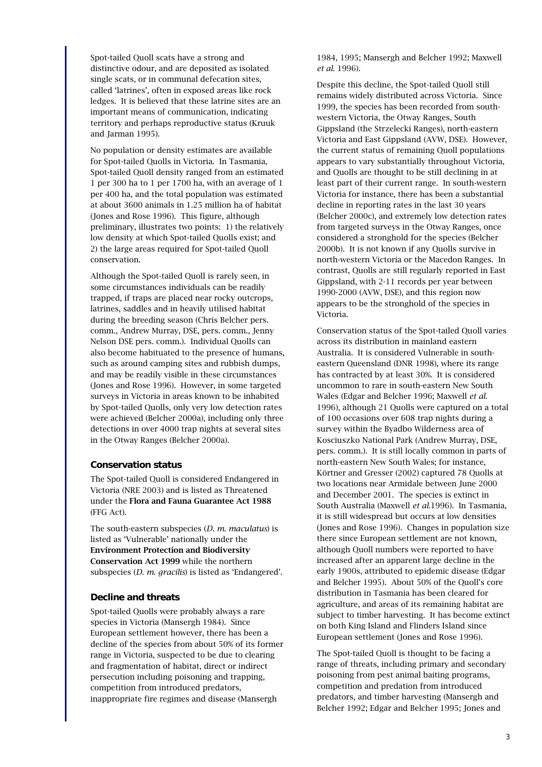Spot-tailed Quoll scats have a strong and distinctive odour, and are deposited as isolated single scats, or in communal defecation sites, called 'latrines', often in exposed areas like rock ledges. It is believed that these latrine sites are an important means of communication, indicating territory and perhaps reproductive status (Kruuk and Jarman 1995).

No population or density estimates are available for Spot-tailed Quolls in Victoria. In Tasmania, Spot-tailed Quoll density ranged from an estimated 1 per 300 ha to 1 per 1700 ha, with an average of 1 per 400 ha, and the total population was estimated at about 3600 animals in 1.25 million ha of habitat (Jones and Rose 1996). This figure, although preliminary, illustrates two points: 1) the relatively low density at which Spot-tailed Quolls exist; and 2) the large areas required for Spot-tailed Quoll conservation.

Although the Spot-tailed Quoll is rarely seen, in some circumstances individuals can be readily trapped, if traps are placed near rocky outcrops, latrines, saddles and in heavily utilised habitat during the breeding season (Chris Belcher pers. comm., Andrew Murray, DSE, pers. comm., Jenny Nelson DSE pers. comm.). Individual Quolls can also become habituated to the presence of humans, such as around camping sites and rubbish dumps, and may be readily visible in these circumstances (Jones and Rose 1996). However, in some targeted surveys in Victoria in areas known to be inhabited by Spot-tailed Quolls, only very low detection rates were achieved (Belcher 2000a), including only three detections in over 4000 trap nights at several sites in the Otway Ranges (Belcher 2000a).

### Conservation status

The Spot-tailed Quoll is considered Endangered in Victoria (NRE 2003) and is listed as Threatened under the **Flora and Fauna Guarantee Act 1988** (FFG Act).

The south-eastern subspecies (*D. m. maculatus*) is listed as 'Vulnerable' nationally under the **Environment Protection and Biodiversity Conservation Act 1999** while the northern subspecies (*D. m. gracilis*) is listed as 'Endangered'.

### Decline and threats

Spot-tailed Quolls were probably always a rare species in Victoria (Mansergh 1984). Since European settlement however, there has been a decline of the species from about 50% of its former range in Victoria, suspected to be due to clearing and fragmentation of habitat, direct or indirect persecution including poisoning and trapping, competition from introduced predators, inappropriate fire regimes and disease (Mansergh 1984, 1995; Mansergh and Belcher 1992; Maxwell *et al*. 1996).

Despite this decline, the Spot-tailed Quoll still remains widely distributed across Victoria. Since 1999, the species has been recorded from south-western Victoria, the Otway Ranges, South Gippsland (the Strzelecki Ranges), north-eastern Victoria and East Gippsland (AVW, DSE). However, the current status of remaining Quoll populations appears to vary substantially throughout Victoria, and Quolls are thought to be still declining in at least part of their current range. In south-western Victoria for instance, there has been a substantial decline in reporting rates in the last 30 years (Belcher 2000c), and extremely low detection rates from targeted surveys in the Otway Ranges, once considered a stronghold for the species (Belcher 2000b). It is not known if any Quolls survive in north-western Victoria or the Macedon Ranges. In contrast, Quolls are still regularly reported in East Gippsland, with 2-11 records per year between 1990-2000 (AVW, DSE), and this region now appears to be the stronghold of the species in Victoria.

Conservation status of the Spot-tailed Quoll varies across its distribution in mainland eastern Australia. It is considered Vulnerable in south-eastern Queensland (DNR 1998), where its range has contracted by at least 30%. It is considered uncommon to rare in south-eastern New South Wales (Edgar and Belcher 1996; Maxwell *et al.* 1996), although 21 Quolls were captured on a total of 100 occasions over 608 trap nights during a survey within the Byadbo Wilderness area of Kosciuszko National Park (Andrew Murray, DSE, pers. comm.). It is still locally common in parts of north-eastern New South Wales; for instance, Körtner and Gresser (2002) captured 78 Quolls at two locations near Armidale between June 2000 and December 2001. The species is extinct in South Australia (Maxwell *et al.*1996). In Tasmania, it is still widespread but occurs at low densities (Jones and Rose 1996). Changes in population size there since European settlement are not known, although Quoll numbers were reported to have increased after an apparent large decline in the early 1900s, attributed to epidemic disease (Edgar and Belcher 1995). About 50% of the Quoll's core distribution in Tasmania has been cleared for agriculture, and areas of its remaining habitat are subject to timber harvesting. It has become extinct on both King Island and Flinders Island since European settlement (Jones and Rose 1996).

The Spot-tailed Quoll is thought to be facing a range of threats, including primary and secondary poisoning from pest animal baiting programs, competition and predation from introduced predators, and timber harvesting (Mansergh and Belcher 1992; Edgar and Belcher 1995; Jones and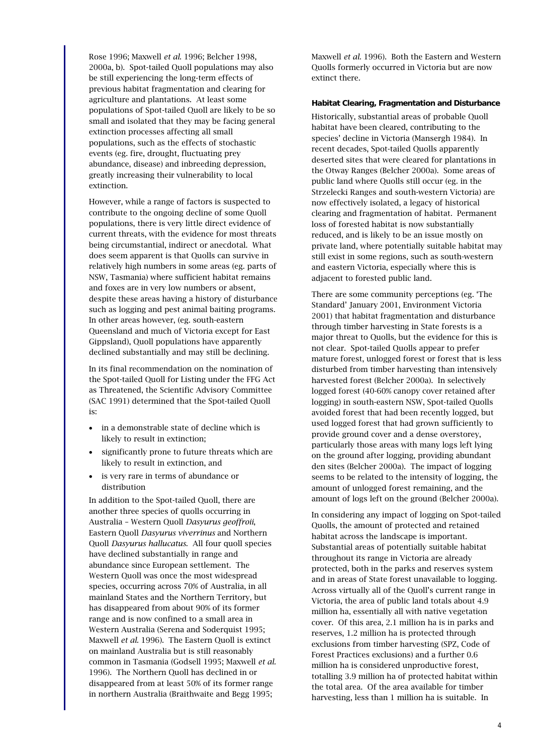Rose 1996; Maxwell *et al.* 1996; Belcher 1998, 2000a, b). Spot-tailed Quoll populations may also be still experiencing the long-term effects of previous habitat fragmentation and clearing for agriculture and plantations. At least some populations of Spot-tailed Quoll are likely to be so small and isolated that they may be facing general extinction processes affecting all small populations, such as the effects of stochastic events (eg. fire, drought, fluctuating prey abundance, disease) and inbreeding depression, greatly increasing their vulnerability to local extinction.

However, while a range of factors is suspected to contribute to the ongoing decline of some Quoll populations, there is very little direct evidence of current threats, with the evidence for most threats being circumstantial, indirect or anecdotal. What does seem apparent is that Quolls can survive in relatively high numbers in some areas (eg. parts of NSW, Tasmania) where sufficient habitat remains and foxes are in very low numbers or absent, despite these areas having a history of disturbance such as logging and pest animal baiting programs. In other areas however, (eg. south-eastern Queensland and much of Victoria except for East Gippsland), Quoll populations have apparently declined substantially and may still be declining.

In its final recommendation on the nomination of the Spot-tailed Quoll for Listing under the FFG Act as Threatened, the Scientific Advisory Committee (SAC 1991) determined that the Spot-tailed Quoll is:

- in a demonstrable state of decline which is likely to result in extinction;
- significantly prone to future threats which are likely to result in extinction, and
- is very rare in terms of abundance or distribution

In addition to the Spot-tailed Quoll, there are another three species of quolls occurring in Australia – Western Quoll *Dasyurus geoffroii*, Eastern Quoll *Dasyurus viverrinus* and Northern Quoll *Dasyurus hallucatus*. All four quoll species have declined substantially in range and abundance since European settlement. The Western Quoll was once the most widespread species, occurring across 70% of Australia, in all mainland States and the Northern Territory, but has disappeared from about 90% of its former range and is now confined to a small area in Western Australia (Serena and Soderquist 1995; Maxwell *et al.* 1996). The Eastern Quoll is extinct on mainland Australia but is still reasonably common in Tasmania (Godsell 1995; Maxwell *et al.* 1996). The Northern Quoll has declined in or disappeared from at least 50% of its former range in northern Australia (Braithwaite and Begg 1995; Maxwell *et al.* 1996). Both the Eastern and Western Quolls formerly occurred in Victoria but are now extinct there.

#### Habitat Clearing, Fragmentation and Disturbance

Historically, substantial areas of probable Quoll habitat have been cleared, contributing to the species' decline in Victoria (Mansergh 1984). In recent decades, Spot-tailed Quolls apparently deserted sites that were cleared for plantations in the Otway Ranges (Belcher 2000a). Some areas of public land where Quolls still occur (eg. in the Strzelecki Ranges and south-western Victoria) are now effectively isolated, a legacy of historical clearing and fragmentation of habitat. Permanent loss of forested habitat is now substantially reduced, and is likely to be an issue mostly on private land, where potentially suitable habitat may still exist in some regions, such as south-western and eastern Victoria, especially where this is adjacent to forested public land.

There are some community perceptions (eg. 'The Standard' January 2001, Environment Victoria 2001) that habitat fragmentation and disturbance through timber harvesting in State forests is a major threat to Quolls, but the evidence for this is not clear. Spot-tailed Quolls appear to prefer mature forest, unlogged forest or forest that is less disturbed from timber harvesting than intensively harvested forest (Belcher 2000a). In selectively logged forest (40-60% canopy cover retained after logging) in south-eastern NSW, Spot-tailed Quolls avoided forest that had been recently logged, but used logged forest that had grown sufficiently to provide ground cover and a dense overstorey, particularly those areas with many logs left lying on the ground after logging, providing abundant den sites (Belcher 2000a). The impact of logging seems to be related to the intensity of logging, the amount of unlogged forest remaining, and the amount of logs left on the ground (Belcher 2000a).

In considering any impact of logging on Spot-tailed Quolls, the amount of protected and retained habitat across the landscape is important. Substantial areas of potentially suitable habitat throughout its range in Victoria are already protected, both in the parks and reserves system and in areas of State forest unavailable to logging. Across virtually all of the Quoll's current range in Victoria, the area of public land totals about 4.9 million ha, essentially all with native vegetation cover. Of this area, 2.1 million ha is in parks and reserves, 1.2 million ha is protected through exclusions from timber harvesting (SPZ, Code of Forest Practices exclusions) and a further 0.6 million ha is considered unproductive forest, totalling 3.9 million ha of protected habitat within the total area. Of the area available for timber harvesting, less than 1 million ha is suitable. In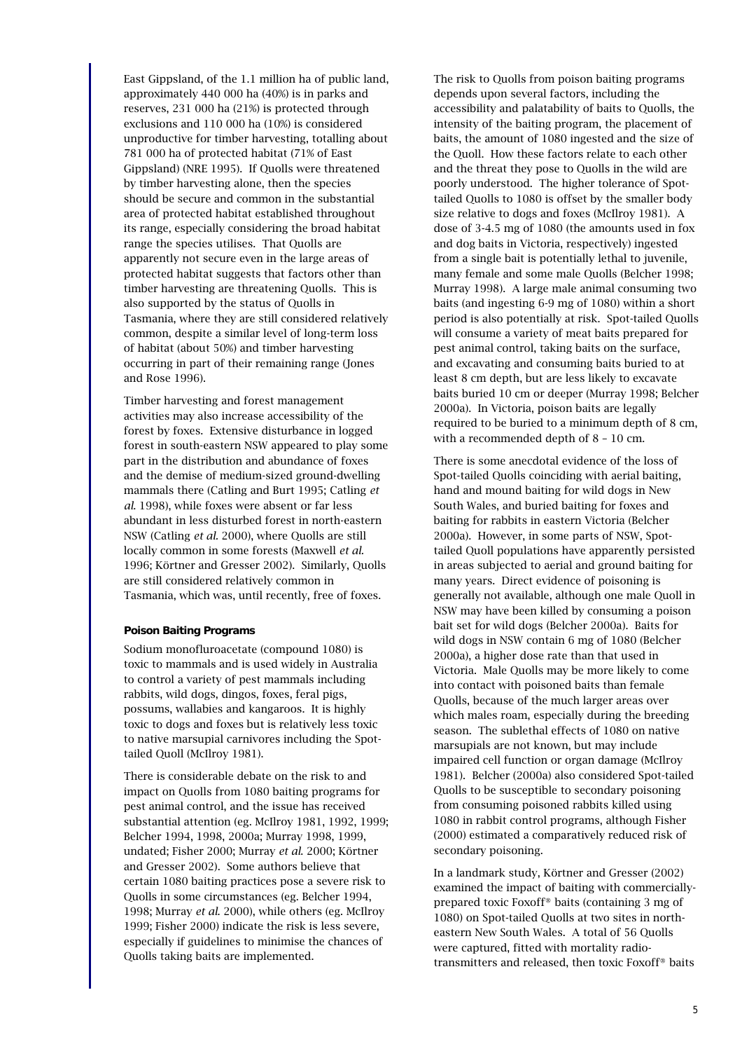East Gippsland, of the 1.1 million ha of public land, approximately 440 000 ha (40%) is in parks and reserves, 231 000 ha (21%) is protected through exclusions and 110 000 ha (10%) is considered unproductive for timber harvesting, totalling about 781 000 ha of protected habitat (71% of East Gippsland) (NRE 1995). If Quolls were threatened by timber harvesting alone, then the species should be secure and common in the substantial area of protected habitat established throughout its range, especially considering the broad habitat range the species utilises. That Quolls are apparently not secure even in the large areas of protected habitat suggests that factors other than timber harvesting are threatening Quolls. This is also supported by the status of Quolls in Tasmania, where they are still considered relatively common, despite a similar level of long-term loss of habitat (about 50%) and timber harvesting occurring in part of their remaining range (Jones and Rose 1996).

Timber harvesting and forest management activities may also increase accessibility of the forest by foxes. Extensive disturbance in logged forest in south-eastern NSW appeared to play some part in the distribution and abundance of foxes and the demise of medium-sized ground-dwelling mammals there (Catling and Burt 1995; Catling *et al.* 1998), while foxes were absent or far less abundant in less disturbed forest in north-eastern NSW (Catling *et al.* 2000), where Quolls are still locally common in some forests (Maxwell *et al.* 1996; Körtner and Gresser 2002). Similarly, Quolls are still considered relatively common in Tasmania, which was, until recently, free of foxes.

#### Poison Baiting Programs

Sodium monofluroacetate (compound 1080) is toxic to mammals and is used widely in Australia to control a variety of pest mammals including rabbits, wild dogs, dingos, foxes, feral pigs, possums, wallabies and kangaroos. It is highly toxic to dogs and foxes but is relatively less toxic to native marsupial carnivores including the Spot-tailed Quoll (McIlroy 1981).

There is considerable debate on the risk to and impact on Quolls from 1080 baiting programs for pest animal control, and the issue has received substantial attention (eg. McIlroy 1981, 1992, 1999; Belcher 1994, 1998, 2000a; Murray 1998, 1999, undated; Fisher 2000; Murray *et al.* 2000; Körtner and Gresser 2002). Some authors believe that certain 1080 baiting practices pose a severe risk to Quolls in some circumstances (eg. Belcher 1994, 1998; Murray *et al.* 2000), while others (eg. McIlroy 1999; Fisher 2000) indicate the risk is less severe, especially if guidelines to minimise the chances of Quolls taking baits are implemented.

The risk to Quolls from poison baiting programs depends upon several factors, including the accessibility and palatability of baits to Quolls, the intensity of the baiting program, the placement of baits, the amount of 1080 ingested and the size of the Quoll. How these factors relate to each other and the threat they pose to Quolls in the wild are poorly understood. The higher tolerance of Spot-tailed Quolls to 1080 is offset by the smaller body size relative to dogs and foxes (McIlroy 1981). A dose of 3-4.5 mg of 1080 (the amounts used in fox and dog baits in Victoria, respectively) ingested from a single bait is potentially lethal to juvenile, many female and some male Quolls (Belcher 1998; Murray 1998). A large male animal consuming two baits (and ingesting 6-9 mg of 1080) within a short period is also potentially at risk. Spot-tailed Quolls will consume a variety of meat baits prepared for pest animal control, taking baits on the surface, and excavating and consuming baits buried to at least 8 cm depth, but are less likely to excavate baits buried 10 cm or deeper (Murray 1998; Belcher 2000a). In Victoria, poison baits are legally required to be buried to a minimum depth of 8 cm, with a recommended depth of 8 – 10 cm.

There is some anecdotal evidence of the loss of Spot-tailed Quolls coinciding with aerial baiting, hand and mound baiting for wild dogs in New South Wales, and buried baiting for foxes and baiting for rabbits in eastern Victoria (Belcher 2000a). However, in some parts of NSW, Spot-tailed Quoll populations have apparently persisted in areas subjected to aerial and ground baiting for many years. Direct evidence of poisoning is generally not available, although one male Quoll in NSW may have been killed by consuming a poison bait set for wild dogs (Belcher 2000a). Baits for wild dogs in NSW contain 6 mg of 1080 (Belcher 2000a), a higher dose rate than that used in Victoria. Male Quolls may be more likely to come into contact with poisoned baits than female Quolls, because of the much larger areas over which males roam, especially during the breeding season. The sublethal effects of 1080 on native marsupials are not known, but may include impaired cell function or organ damage (McIlroy 1981). Belcher (2000a) also considered Spot-tailed Quolls to be susceptible to secondary poisoning from consuming poisoned rabbits killed using 1080 in rabbit control programs, although Fisher (2000) estimated a comparatively reduced risk of secondary poisoning.

In a landmark study, Körtner and Gresser (2002) examined the impact of baiting with commercially-prepared toxic Foxoff® baits (containing 3 mg of 1080) on Spot-tailed Quolls at two sites in north-eastern New South Wales. A total of 56 Quolls were captured, fitted with mortality radio-transmitters and released, then toxic Foxoff® baits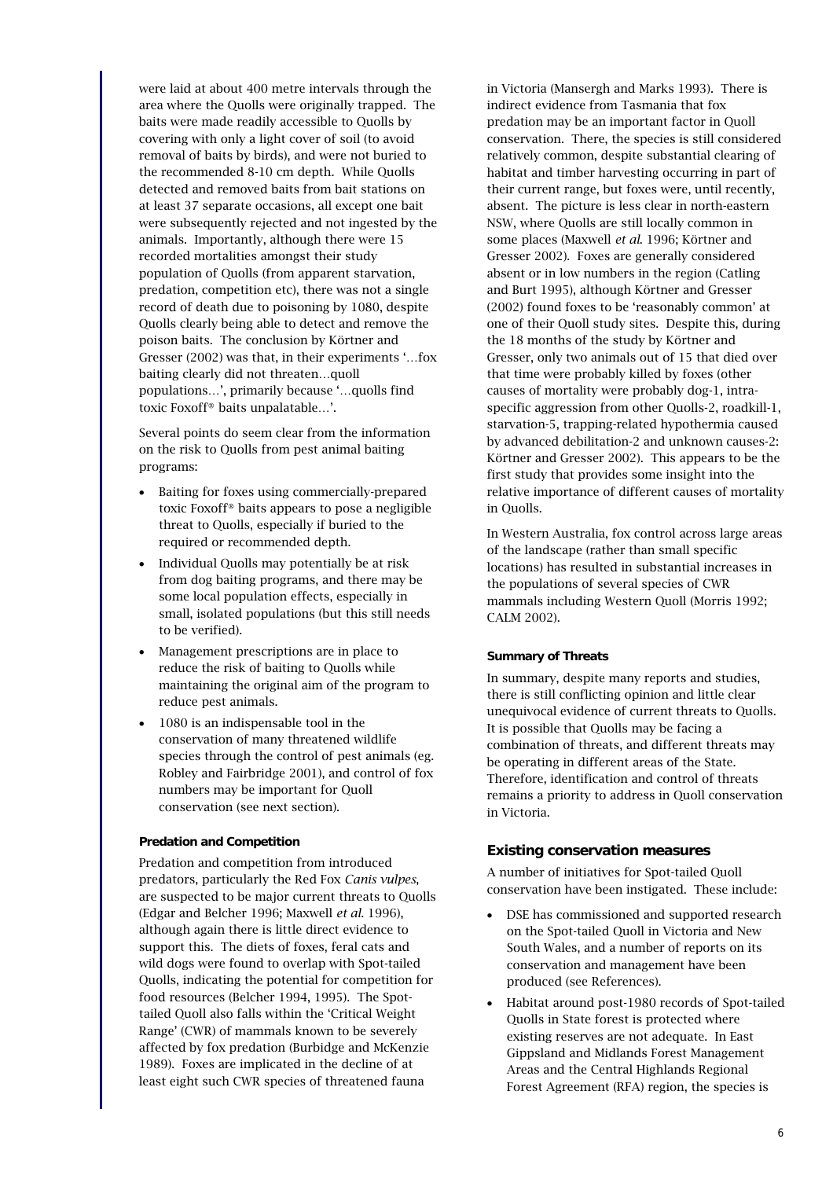were laid at about 400 metre intervals through the area where the Quolls were originally trapped. The baits were made readily accessible to Quolls by covering with only a light cover of soil (to avoid removal of baits by birds), and were not buried to the recommended 8-10 cm depth. While Quolls detected and removed baits from bait stations on at least 37 separate occasions, all except one bait were subsequently rejected and not ingested by the animals. Importantly, although there were 15 recorded mortalities amongst their study population of Quolls (from apparent starvation, predation, competition etc), there was not a single record of death due to poisoning by 1080, despite Quolls clearly being able to detect and remove the poison baits. The conclusion by Körtner and Gresser (2002) was that, in their experiments '…fox baiting clearly did not threaten…quoll populations…', primarily because '…quolls find toxic Foxoff® baits unpalatable…'.

Several points do seem clear from the information on the risk to Quolls from pest animal baiting programs:

- Baiting for foxes using commercially-prepared toxic Foxoff® baits appears to pose a negligible threat to Quolls, especially if buried to the required or recommended depth.
- Individual Quolls may potentially be at risk from dog baiting programs, and there may be some local population effects, especially in small, isolated populations (but this still needs to be verified).
- Management prescriptions are in place to reduce the risk of baiting to Quolls while maintaining the original aim of the program to reduce pest animals.
- 1080 is an indispensable tool in the conservation of many threatened wildlife species through the control of pest animals (eg. Robley and Fairbridge 2001), and control of fox numbers may be important for Quoll conservation (see next section).

#### Predation and Competition

Predation and competition from introduced predators, particularly the Red Fox *Canis vulpes*, are suspected to be major current threats to Quolls (Edgar and Belcher 1996; Maxwell *et al*. 1996), although again there is little direct evidence to support this. The diets of foxes, feral cats and wild dogs were found to overlap with Spot-tailed Quolls, indicating the potential for competition for food resources (Belcher 1994, 1995). The Spot-tailed Quoll also falls within the 'Critical Weight Range' (CWR) of mammals known to be severely affected by fox predation (Burbidge and McKenzie 1989). Foxes are implicated in the decline of at least eight such CWR species of threatened fauna in Victoria (Mansergh and Marks 1993). There is indirect evidence from Tasmania that fox predation may be an important factor in Quoll conservation. There, the species is still considered relatively common, despite substantial clearing of habitat and timber harvesting occurring in part of their current range, but foxes were, until recently, absent. The picture is less clear in north-eastern NSW, where Quolls are still locally common in some places (Maxwell *et al*. 1996; Körtner and Gresser 2002). Foxes are generally considered absent or in low numbers in the region (Catling and Burt 1995), although Körtner and Gresser (2002) found foxes to be 'reasonably common' at one of their Quoll study sites. Despite this, during the 18 months of the study by Körtner and Gresser, only two animals out of 15 that died over that time were probably killed by foxes (other causes of mortality were probably dog-1, intra-specific aggression from other Quolls-2, roadkill-1, starvation-5, trapping-related hypothermia caused by advanced debilitation-2 and unknown causes-2: Körtner and Gresser 2002). This appears to be the first study that provides some insight into the relative importance of different causes of mortality in Quolls.

In Western Australia, fox control across large areas of the landscape (rather than small specific locations) has resulted in substantial increases in the populations of several species of CWR mammals including Western Quoll (Morris 1992; CALM 2002).

#### Summary of Threats

In summary, despite many reports and studies, there is still conflicting opinion and little clear unequivocal evidence of current threats to Quolls. It is possible that Quolls may be facing a combination of threats, and different threats may be operating in different areas of the State. Therefore, identification and control of threats remains a priority to address in Quoll conservation in Victoria.

### Existing conservation measures

A number of initiatives for Spot-tailed Quoll conservation have been instigated. These include:

- DSE has commissioned and supported research on the Spot-tailed Quoll in Victoria and New South Wales, and a number of reports on its conservation and management have been produced (see References).
- Habitat around post-1980 records of Spot-tailed Quolls in State forest is protected where existing reserves are not adequate. In East Gippsland and Midlands Forest Management Areas and the Central Highlands Regional Forest Agreement (RFA) region, the species is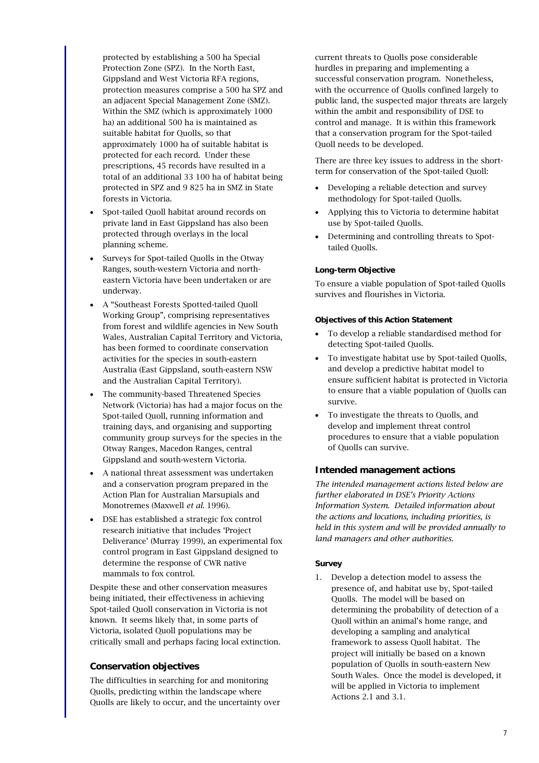protected by establishing a 500 ha Special Protection Zone (SPZ). In the North East, Gippsland and West Victoria RFA regions, protection measures comprise a 500 ha SPZ and an adjacent Special Management Zone (SMZ). Within the SMZ (which is approximately 1000 ha) an additional 500 ha is maintained as suitable habitat for Quolls, so that approximately 1000 ha of suitable habitat is protected for each record. Under these prescriptions, 45 records have resulted in a total of an additional 33 100 ha of habitat being protected in SPZ and 9 825 ha in SMZ in State forests in Victoria.

- Spot-tailed Quoll habitat around records on private land in East Gippsland has also been protected through overlays in the local planning scheme.
- Surveys for Spot-tailed Quolls in the Otway Ranges, south-western Victoria and north-eastern Victoria have been undertaken or are underway.
- A "Southeast Forests Spotted-tailed Quoll Working Group", comprising representatives from forest and wildlife agencies in New South Wales, Australian Capital Territory and Victoria, has been formed to coordinate conservation activities for the species in south-eastern Australia (East Gippsland, south-eastern NSW and the Australian Capital Territory).
- The community-based Threatened Species Network (Victoria) has had a major focus on the Spot-tailed Quoll, running information and training days, and organising and supporting community group surveys for the species in the Otway Ranges, Macedon Ranges, central Gippsland and south-western Victoria.
- A national threat assessment was undertaken and a conservation program prepared in the Action Plan for Australian Marsupials and Monotremes (Maxwell *et al.* 1996).
- DSE has established a strategic fox control research initiative that includes 'Project Deliverance' (Murray 1999), an experimental fox control program in East Gippsland designed to determine the response of CWR native mammals to fox control.

Despite these and other conservation measures being initiated, their effectiveness in achieving Spot-tailed Quoll conservation in Victoria is not known. It seems likely that, in some parts of Victoria, isolated Quoll populations may be critically small and perhaps facing local extinction.

## Conservation objectives

The difficulties in searching for and monitoring Quolls, predicting within the landscape where Quolls are likely to occur, and the uncertainty over current threats to Quolls pose considerable hurdles in preparing and implementing a successful conservation program. Nonetheless, with the occurrence of Quolls confined largely to public land, the suspected major threats are largely within the ambit and responsibility of DSE to control and manage. It is within this framework that a conservation program for the Spot-tailed Quoll needs to be developed.

There are three key issues to address in the short-term for conservation of the Spot-tailed Quoll:

- Developing a reliable detection and survey methodology for Spot-tailed Quolls.
- Applying this to Victoria to determine habitat use by Spot-tailed Quolls.
- Determining and controlling threats to Spot-tailed Quolls.

#### Long-term Objective

To ensure a viable population of Spot-tailed Quolls survives and flourishes in Victoria.

#### Objectives of this Action Statement

- To develop a reliable standardised method for detecting Spot-tailed Quolls.
- To investigate habitat use by Spot-tailed Quolls, and develop a predictive habitat model to ensure sufficient habitat is protected in Victoria to ensure that a viable population of Quolls can survive.
- To investigate the threats to Quolls, and develop and implement threat control procedures to ensure that a viable population of Quolls can survive.

## Intended management actions

*The intended management actions listed below are further elaborated in DSE's Priority Actions Information System. Detailed information about the actions and locations, including priorities, is held in this system and will be provided annually to land managers and other authorities.*

#### Survey

1. Develop a detection model to assess the presence of, and habitat use by, Spot-tailed Quolls. The model will be based on determining the probability of detection of a Quoll within an animal's home range, and developing a sampling and analytical framework to assess Quoll habitat. The project will initially be based on a known population of Quolls in south-eastern New South Wales. Once the model is developed, it will be applied in Victoria to implement Actions 2.1 and 3.1.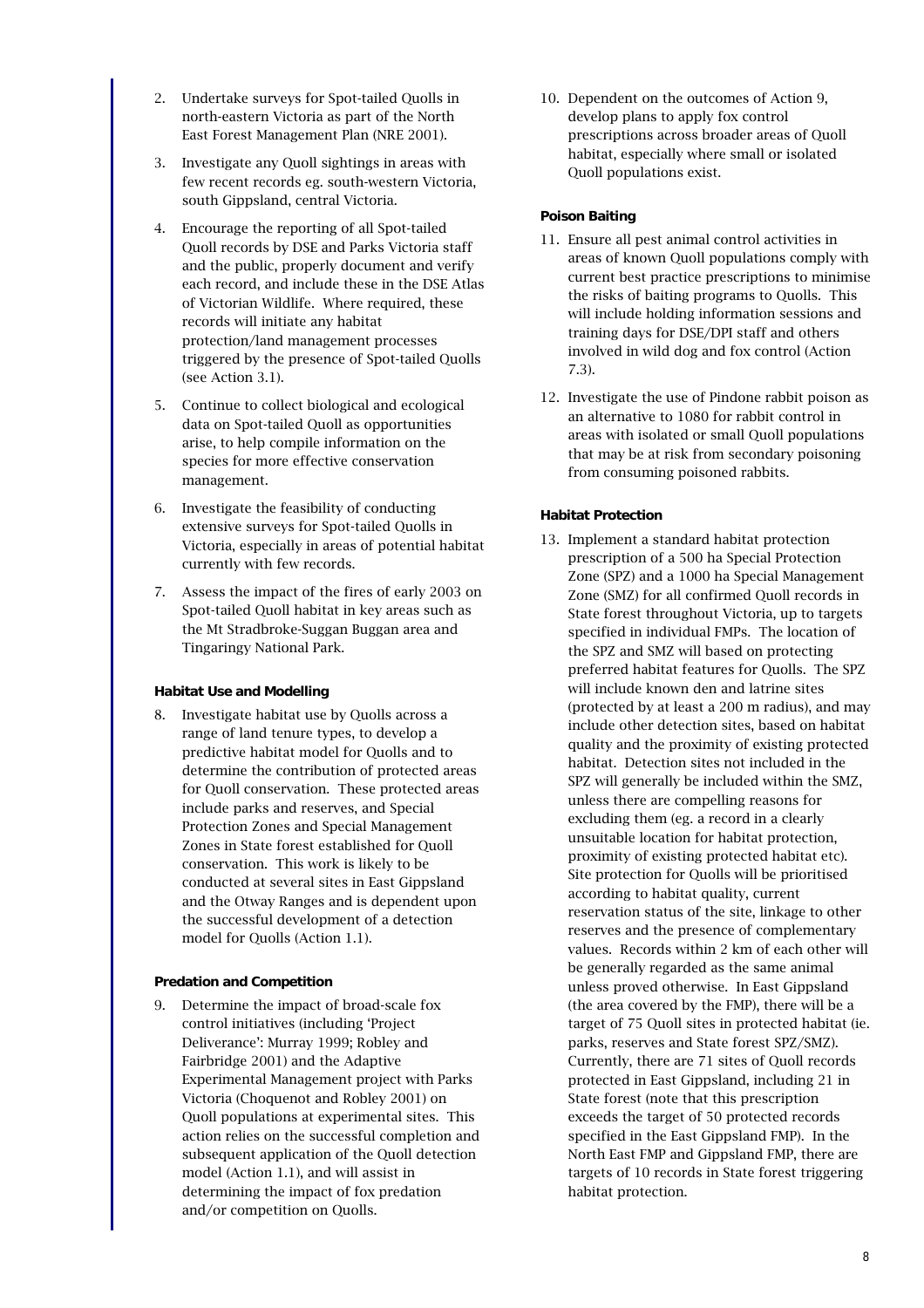2. Undertake surveys for Spot-tailed Quolls in north-eastern Victoria as part of the North East Forest Management Plan (NRE 2001).
3. Investigate any Quoll sightings in areas with few recent records eg. south-western Victoria, south Gippsland, central Victoria.
4. Encourage the reporting of all Spot-tailed Quoll records by DSE and Parks Victoria staff and the public, properly document and verify each record, and include these in the DSE Atlas of Victorian Wildlife. Where required, these records will initiate any habitat protection/land management processes triggered by the presence of Spot-tailed Quolls (see Action 3.1).
5. Continue to collect biological and ecological data on Spot-tailed Quoll as opportunities arise, to help compile information on the species for more effective conservation management.
6. Investigate the feasibility of conducting extensive surveys for Spot-tailed Quolls in Victoria, especially in areas of potential habitat currently with few records.
7. Assess the impact of the fires of early 2003 on Spot-tailed Quoll habitat in key areas such as the Mt Stradbroke-Suggan Buggan area and Tingaringy National Park.

**Habitat Use and Modelling**

8. Investigate habitat use by Quolls across a range of land tenure types, to develop a predictive habitat model for Quolls and to determine the contribution of protected areas for Quoll conservation. These protected areas include parks and reserves, and Special Protection Zones and Special Management Zones in State forest established for Quoll conservation. This work is likely to be conducted at several sites in East Gippsland and the Otway Ranges and is dependent upon the successful development of a detection model for Quolls (Action 1.1).

**Predation and Competition**

9. Determine the impact of broad-scale fox control initiatives (including 'Project Deliverance': Murray 1999; Robley and Fairbridge 2001) and the Adaptive Experimental Management project with Parks Victoria (Choquenot and Robley 2001) on Quoll populations at experimental sites. This action relies on the successful completion and subsequent application of the Quoll detection model (Action 1.1), and will assist in determining the impact of fox predation and/or competition on Quolls.
10. Dependent on the outcomes of Action 9, develop plans to apply fox control prescriptions across broader areas of Quoll habitat, especially where small or isolated Quoll populations exist.

**Poison Baiting**

11. Ensure all pest animal control activities in areas of known Quoll populations comply with current best practice prescriptions to minimise the risks of baiting programs to Quolls. This will include holding information sessions and training days for DSE/DPI staff and others involved in wild dog and fox control (Action 7.3).
12. Investigate the use of Pindone rabbit poison as an alternative to 1080 for rabbit control in areas with isolated or small Quoll populations that may be at risk from secondary poisoning from consuming poisoned rabbits.

**Habitat Protection**

13. Implement a standard habitat protection prescription of a 500 ha Special Protection Zone (SPZ) and a 1000 ha Special Management Zone (SMZ) for all confirmed Quoll records in State forest throughout Victoria, up to targets specified in individual FMPs. The location of the SPZ and SMZ will based on protecting preferred habitat features for Quolls. The SPZ will include known den and latrine sites (protected by at least a 200 m radius), and may include other detection sites, based on habitat quality and the proximity of existing protected habitat. Detection sites not included in the SPZ will generally be included within the SMZ, unless there are compelling reasons for excluding them (eg. a record in a clearly unsuitable location for habitat protection, proximity of existing protected habitat etc). Site protection for Quolls will be prioritised according to habitat quality, current reservation status of the site, linkage to other reserves and the presence of complementary values. Records within 2 km of each other will be generally regarded as the same animal unless proved otherwise. In East Gippsland (the area covered by the FMP), there will be a target of 75 Quoll sites in protected habitat (ie. parks, reserves and State forest SPZ/SMZ). Currently, there are 71 sites of Quoll records protected in East Gippsland, including 21 in State forest (note that this prescription exceeds the target of 50 protected records specified in the East Gippsland FMP). In the North East FMP and Gippsland FMP, there are targets of 10 records in State forest triggering habitat protection.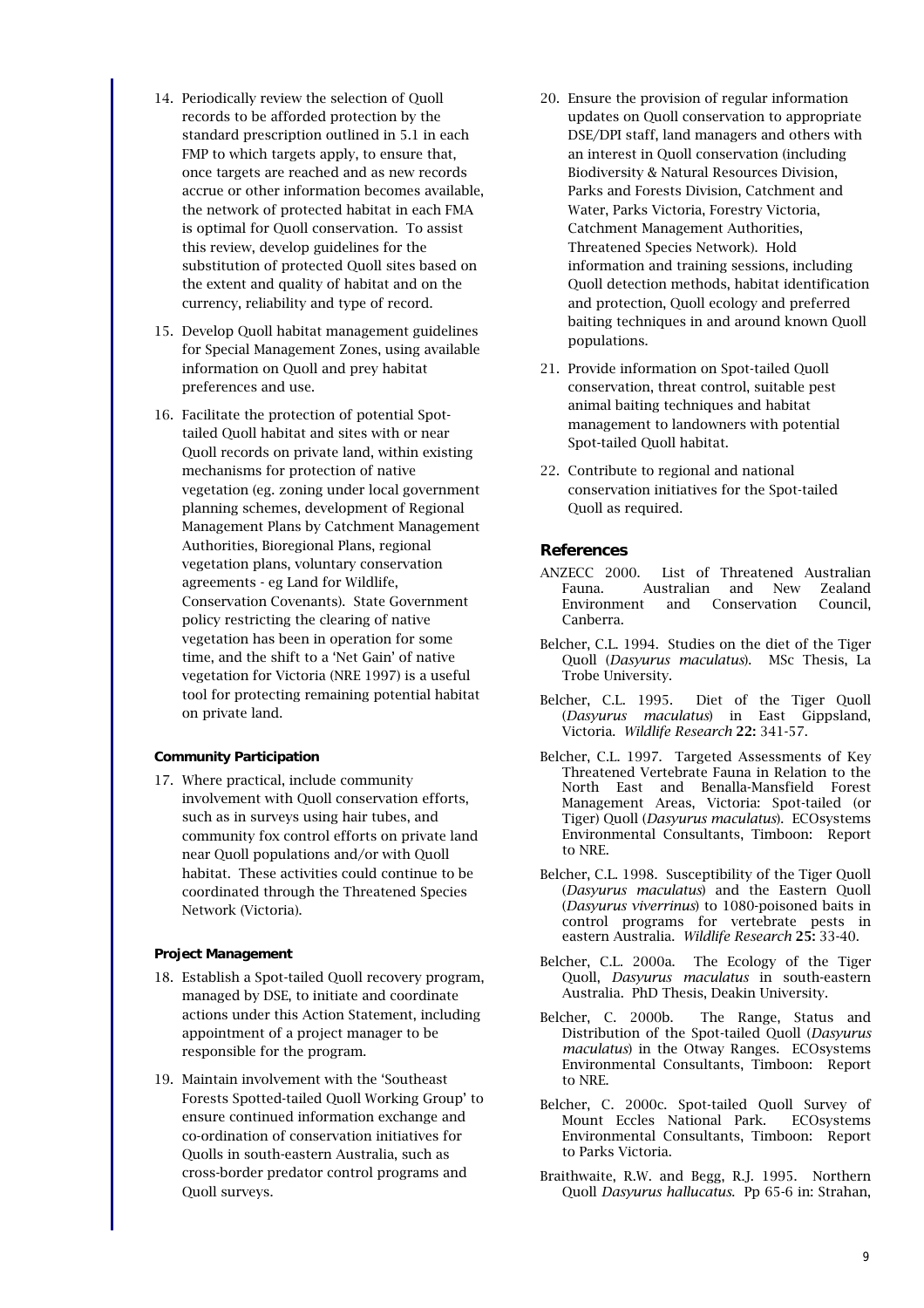14. Periodically review the selection of Quoll records to be afforded protection by the standard prescription outlined in 5.1 in each FMP to which targets apply, to ensure that, once targets are reached and as new records accrue or other information becomes available, the network of protected habitat in each FMA is optimal for Quoll conservation. To assist this review, develop guidelines for the substitution of protected Quoll sites based on the extent and quality of habitat and on the currency, reliability and type of record.

15. Develop Quoll habitat management guidelines for Special Management Zones, using available information on Quoll and prey habitat preferences and use.

16. Facilitate the protection of potential Spot-tailed Quoll habitat and sites with or near Quoll records on private land, within existing mechanisms for protection of native vegetation (eg. zoning under local government planning schemes, development of Regional Management Plans by Catchment Management Authorities, Bioregional Plans, regional vegetation plans, voluntary conservation agreements - eg Land for Wildlife, Conservation Covenants). State Government policy restricting the clearing of native vegetation has been in operation for some time, and the shift to a 'Net Gain' of native vegetation for Victoria (NRE 1997) is a useful tool for protecting remaining potential habitat on private land.

#### Community Participation

17. Where practical, include community involvement with Quoll conservation efforts, such as in surveys using hair tubes, and community fox control efforts on private land near Quoll populations and/or with Quoll habitat. These activities could continue to be coordinated through the Threatened Species Network (Victoria).

#### Project Management

18. Establish a Spot-tailed Quoll recovery program, managed by DSE, to initiate and coordinate actions under this Action Statement, including appointment of a project manager to be responsible for the program.

19. Maintain involvement with the 'Southeast Forests Spotted-tailed Quoll Working Group' to ensure continued information exchange and co-ordination of conservation initiatives for Quolls in south-eastern Australia, such as cross-border predator control programs and Quoll surveys.

20. Ensure the provision of regular information updates on Quoll conservation to appropriate DSE/DPI staff, land managers and others with an interest in Quoll conservation (including Biodiversity & Natural Resources Division, Parks and Forests Division, Catchment and Water, Parks Victoria, Forestry Victoria, Catchment Management Authorities, Threatened Species Network). Hold information and training sessions, including Quoll detection methods, habitat identification and protection, Quoll ecology and preferred baiting techniques in and around known Quoll populations.

21. Provide information on Spot-tailed Quoll conservation, threat control, suitable pest animal baiting techniques and habitat management to landowners with potential Spot-tailed Quoll habitat.

22. Contribute to regional and national conservation initiatives for the Spot-tailed Quoll as required.

### References

ANZECC 2000. List of Threatened Australian Fauna. Australian and New Zealand Environment and Conservation Council, Canberra.

Belcher, C.L. 1994. Studies on the diet of the Tiger Quoll (*Dasyurus maculatus*). MSc Thesis, La Trobe University.

Belcher, C.L. 1995. Diet of the Tiger Quoll (*Dasyurus maculatus*) in East Gippsland, Victoria. *Wildlife Research* **22:** 341-57.

Belcher, C.L. 1997. Targeted Assessments of Key Threatened Vertebrate Fauna in Relation to the North East and Benalla-Mansfield Forest Management Areas, Victoria: Spot-tailed (or Tiger) Quoll (*Dasyurus maculatus*). ECOsystems Environmental Consultants, Timboon: Report to NRE.

Belcher, C.L. 1998. Susceptibility of the Tiger Quoll (*Dasyurus maculatus*) and the Eastern Quoll (*Dasyurus viverrinus*) to 1080-poisoned baits in control programs for vertebrate pests in eastern Australia. *Wildlife Research* **25:** 33-40.

Belcher, C.L. 2000a. The Ecology of the Tiger Quoll, *Dasyurus maculatus* in south-eastern Australia. PhD Thesis, Deakin University.

Belcher, C. 2000b. The Range, Status and Distribution of the Spot-tailed Quoll (*Dasyurus maculatus*) in the Otway Ranges. ECOsystems Environmental Consultants, Timboon: Report to NRE.

Belcher, C. 2000c. Spot-tailed Quoll Survey of Mount Eccles National Park. ECOsystems Environmental Consultants, Timboon: Report to Parks Victoria.

Braithwaite, R.W. and Begg, R.J. 1995. Northern Quoll *Dasyurus hallucatus*. Pp 65-6 in: Strahan,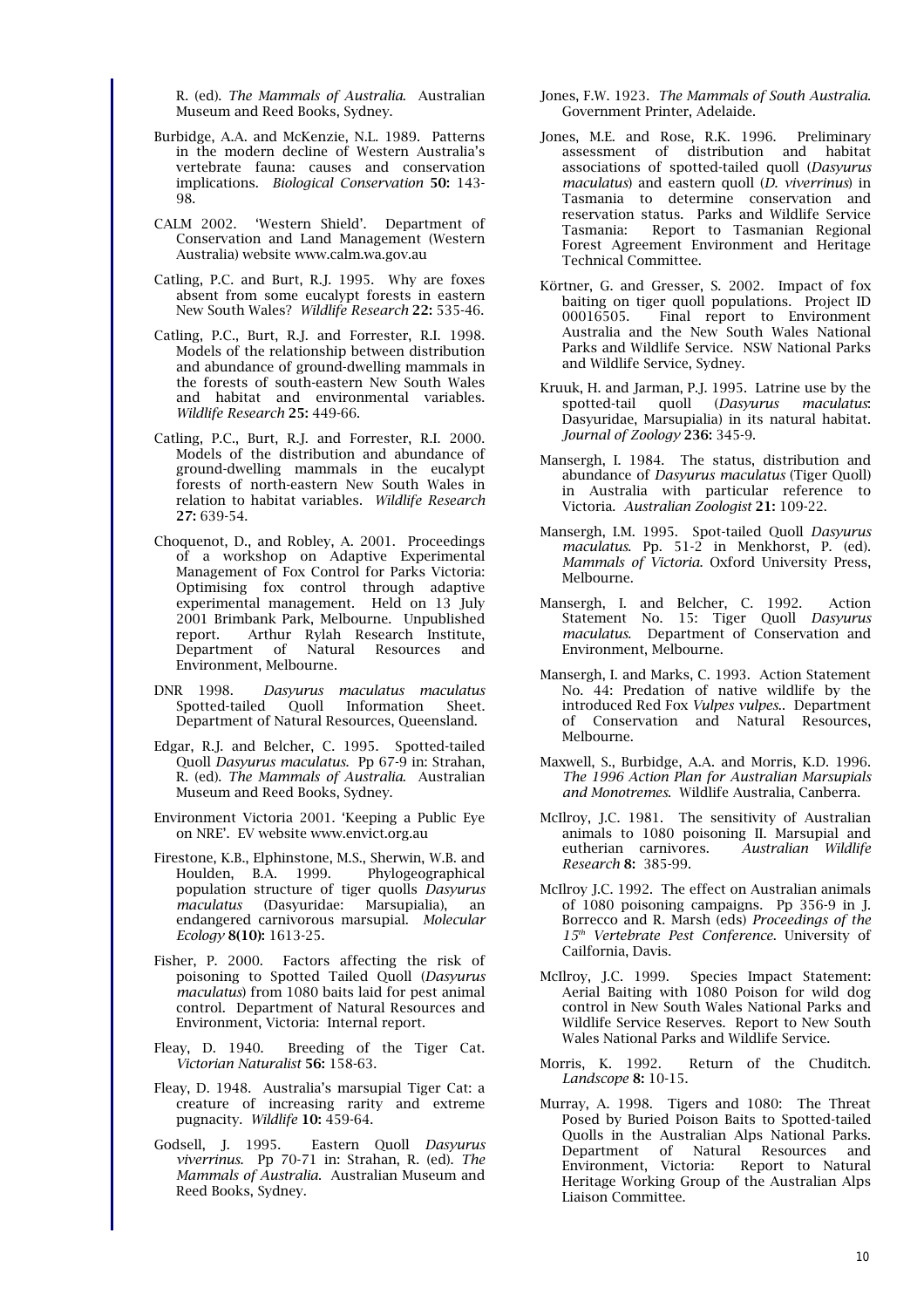R. (ed). *The Mammals of Australia*. Australian Museum and Reed Books, Sydney.

Burbidge, A.A. and McKenzie, N.L. 1989. Patterns in the modern decline of Western Australia's vertebrate fauna: causes and conservation implications. *Biological Conservation* **50:** 143-98.

CALM 2002. 'Western Shield'. Department of Conservation and Land Management (Western Australia) website www.calm.wa.gov.au

Catling, P.C. and Burt, R.J. 1995. Why are foxes absent from some eucalypt forests in eastern New South Wales? *Wildlife Research* **22:** 535-46.

Catling, P.C., Burt, R.J. and Forrester, R.I. 1998. Models of the relationship between distribution and abundance of ground-dwelling mammals in the forests of south-eastern New South Wales and habitat and environmental variables. *Wildlife Research* **25:** 449-66.

Catling, P.C., Burt, R.J. and Forrester, R.I. 2000. Models of the distribution and abundance of ground-dwelling mammals in the eucalypt forests of north-eastern New South Wales in relation to habitat variables. *Wildlife Research* **27:** 639-54.

Choquenot, D., and Robley, A. 2001. Proceedings of a workshop on Adaptive Experimental Management of Fox Control for Parks Victoria: Optimising fox control through adaptive experimental management. Held on 13 July 2001 Brimbank Park, Melbourne. Unpublished report. Arthur Rylah Research Institute, Department of Natural Resources and Environment, Melbourne.

DNR 1998. *Dasyurus maculatus maculatus* Spotted-tailed Quoll Information Sheet. Department of Natural Resources, Queensland.

Edgar, R.J. and Belcher, C. 1995. Spotted-tailed Quoll *Dasyurus maculatus*. Pp 67-9 in: Strahan, R. (ed). *The Mammals of Australia*. Australian Museum and Reed Books, Sydney.

Environment Victoria 2001. 'Keeping a Public Eye on NRE'. EV website www.envict.org.au

Firestone, K.B., Elphinstone, M.S., Sherwin, W.B. and Houlden, B.A. 1999. Phylogeographical population structure of tiger quolls *Dasyurus maculatus* (Dasyuridae: Marsupialia), an endangered carnivorous marsupial. *Molecular Ecology* **8(10):** 1613-25.

Fisher, P. 2000. Factors affecting the risk of poisoning to Spotted Tailed Quoll (*Dasyurus maculatus*) from 1080 baits laid for pest animal control. Department of Natural Resources and Environment, Victoria: Internal report.

Fleay, D. 1940. Breeding of the Tiger Cat. *Victorian Naturalist* **56:** 158-63.

Fleay, D. 1948. Australia's marsupial Tiger Cat: a creature of increasing rarity and extreme pugnacity. *Wildlife* **10:** 459-64.

Godsell, J. 1995. Eastern Quoll *Dasyurus viverrinus*. Pp 70-71 in: Strahan, R. (ed). *The Mammals of Australia*. Australian Museum and Reed Books, Sydney.

Jones, F.W. 1923. *The Mammals of South Australia*. Government Printer, Adelaide.

Jones, M.E. and Rose, R.K. 1996. Preliminary assessment of distribution and habitat associations of spotted-tailed quoll (*Dasyurus maculatus*) and eastern quoll (*D. viverrinus*) in Tasmania to determine conservation and reservation status. Parks and Wildlife Service Tasmania: Report to Tasmanian Regional Forest Agreement Environment and Heritage Technical Committee.

Körtner, G. and Gresser, S. 2002. Impact of fox baiting on tiger quoll populations. Project ID 00016505. Final report to Environment Australia and the New South Wales National Parks and Wildlife Service. NSW National Parks and Wildlife Service, Sydney.

Kruuk, H. and Jarman, P.J. 1995. Latrine use by the spotted-tail quoll (*Dasyurus maculatus*: Dasyuridae, Marsupialia) in its natural habitat. *Journal of Zoology* **236:** 345-9.

Mansergh, I. 1984. The status, distribution and abundance of *Dasyurus maculatus* (Tiger Quoll) in Australia with particular reference to Victoria. *Australian Zoologist* **21:** 109-22.

Mansergh, I.M. 1995. Spot-tailed Quoll *Dasyurus maculatus*. Pp. 51-2 in Menkhorst, P. (ed). *Mammals of Victoria*. Oxford University Press, Melbourne.

Mansergh, I. and Belcher, C. 1992. Action Statement No. 15: Tiger Quoll *Dasyurus maculatus*. Department of Conservation and Environment, Melbourne.

Mansergh, I. and Marks, C. 1993. Action Statement No. 44: Predation of native wildlife by the introduced Red Fox *Vulpes vulpes.*. Department of Conservation and Natural Resources, Melbourne.

Maxwell, S., Burbidge, A.A. and Morris, K.D. 1996. *The 1996 Action Plan for Australian Marsupials and Monotremes*. Wildlife Australia, Canberra.

McIlroy, J.C. 1981. The sensitivity of Australian animals to 1080 poisoning II. Marsupial and eutherian carnivores. *Australian Wildlife Research* **8:** 385-99.

McIlroy J.C. 1992. The effect on Australian animals of 1080 poisoning campaigns. Pp 356-9 in J. Borrecco and R. Marsh (eds) *Proceedings of the 15th Vertebrate Pest Conference*. University of Cailfornia, Davis.

McIlroy, J.C. 1999. Species Impact Statement: Aerial Baiting with 1080 Poison for wild dog control in New South Wales National Parks and Wildlife Service Reserves. Report to New South Wales National Parks and Wildlife Service.

Morris, K. 1992. Return of the Chuditch. *Landscope* **8:** 10-15.

Murray, A. 1998. Tigers and 1080: The Threat Posed by Buried Poison Baits to Spotted-tailed Quolls in the Australian Alps National Parks. Department of Natural Resources and Environment, Victoria: Report to Natural Heritage Working Group of the Australian Alps Liaison Committee.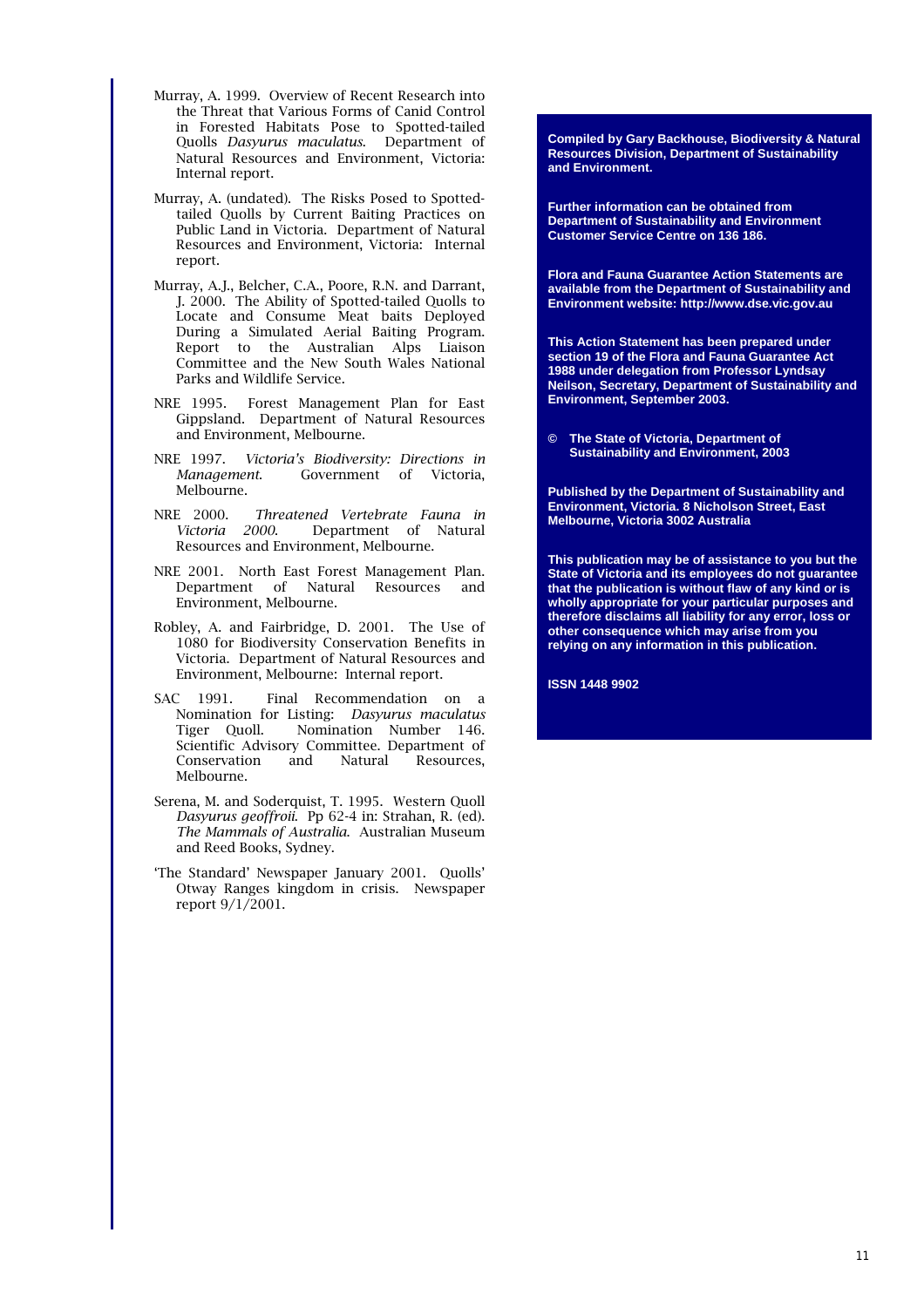Murray, A. 1999. Overview of Recent Research into the Threat that Various Forms of Canid Control in Forested Habitats Pose to Spotted-tailed Quolls *Dasyurus maculatus*. Department of Natural Resources and Environment, Victoria: Internal report.

Murray, A. (undated). The Risks Posed to Spotted-tailed Quolls by Current Baiting Practices on Public Land in Victoria. Department of Natural Resources and Environment, Victoria: Internal report.

Murray, A.J., Belcher, C.A., Poore, R.N. and Darrant, J. 2000. The Ability of Spotted-tailed Quolls to Locate and Consume Meat baits Deployed During a Simulated Aerial Baiting Program. Report to the Australian Alps Liaison Committee and the New South Wales National Parks and Wildlife Service.

NRE 1995. Forest Management Plan for East Gippsland. Department of Natural Resources and Environment, Melbourne.

NRE 1997. *Victoria's Biodiversity: Directions in Management*. Government of Victoria, Melbourne.

NRE 2000. *Threatened Vertebrate Fauna in Victoria 2000*. Department of Natural Resources and Environment, Melbourne.

NRE 2001. North East Forest Management Plan. Department of Natural Resources and Environment, Melbourne.

Robley, A. and Fairbridge, D. 2001. The Use of 1080 for Biodiversity Conservation Benefits in Victoria. Department of Natural Resources and Environment, Melbourne: Internal report.

SAC 1991. Final Recommendation on a Nomination for Listing: *Dasyurus maculatus* Tiger Quoll. Nomination Number 146. Scientific Advisory Committee. Department of Conservation and Natural Resources, Melbourne.

Serena, M. and Soderquist, T. 1995. Western Quoll *Dasyurus geoffroii*. Pp 62-4 in: Strahan, R. (ed). *The Mammals of Australia*. Australian Museum and Reed Books, Sydney.

'The Standard' Newspaper January 2001. Quolls' Otway Ranges kingdom in crisis. Newspaper report 9/1/2001.

**Compiled by Gary Backhouse, Biodiversity & Natural Resources Division, Department of Sustainability and Environment.**

**Further information can be obtained from Department of Sustainability and Environment Customer Service Centre on 136 186.**

**Flora and Fauna Guarantee Action Statements are available from the Department of Sustainability and Environment website: http://www.dse.vic.gov.au**

**This Action Statement has been prepared under section 19 of the Flora and Fauna Guarantee Act 1988 under delegation from Professor Lyndsay Neilson, Secretary, Department of Sustainability and Environment, September 2003.**

**© The State of Victoria, Department of Sustainability and Environment, 2003**

**Published by the Department of Sustainability and Environment, Victoria. 8 Nicholson Street, East Melbourne, Victoria 3002 Australia**

**This publication may be of assistance to you but the State of Victoria and its employees do not guarantee that the publication is without flaw of any kind or is wholly appropriate for your particular purposes and therefore disclaims all liability for any error, loss or other consequence which may arise from you relying on any information in this publication.**

**ISSN 1448 9902**